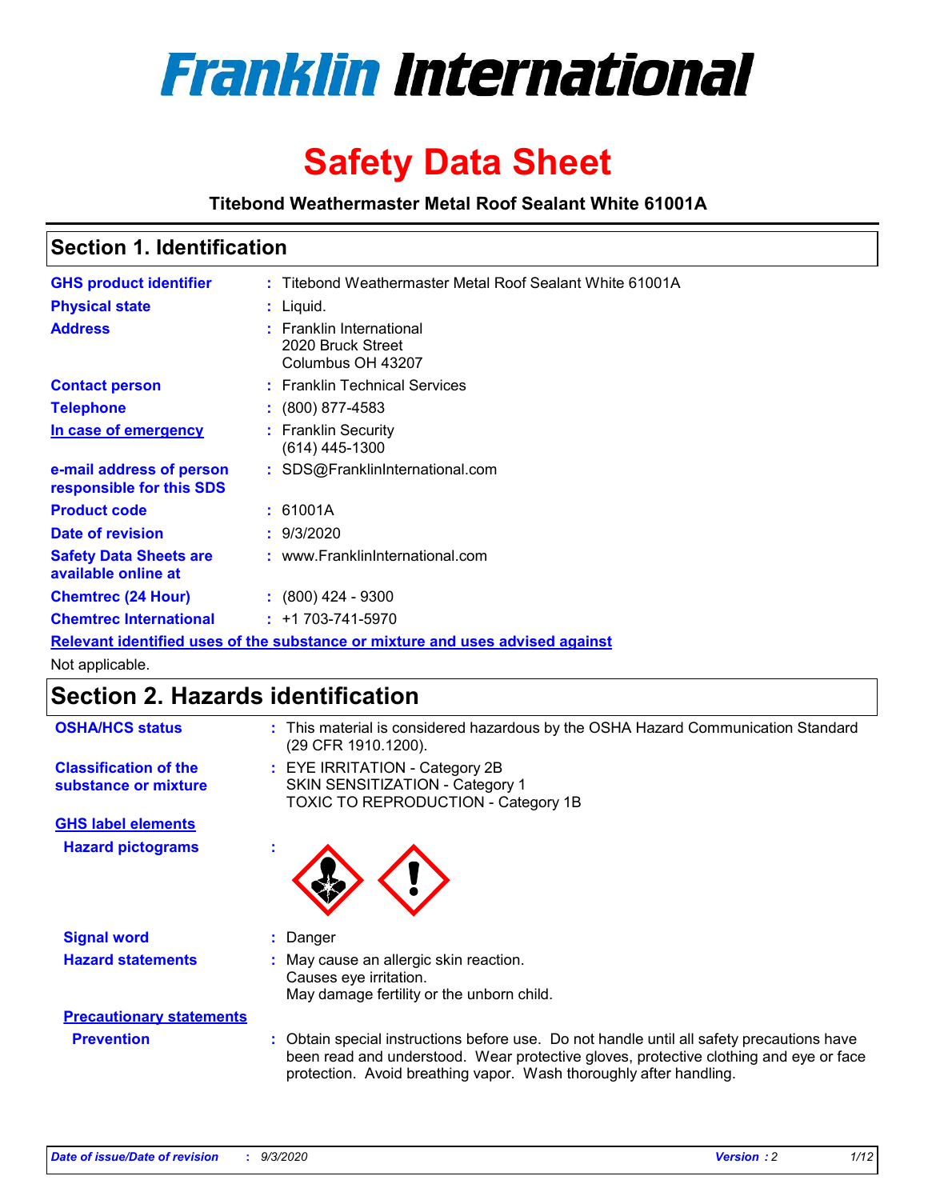# Franklin International

# Safety Data Sheet

**Titebond Weathermaster Metal Roof Sealant White 61001A**

## Section 1. Identification

| | |
|---|---|
| **GHS product identifier** | : Titebond Weathermaster Metal Roof Sealant White 61001A |
| **Physical state** | : Liquid. |
| **Address** | : Franklin International<br>2020 Bruck Street<br>Columbus OH 43207 |
| **Contact person** | : Franklin Technical Services |
| **Telephone** | : (800) 877-4583 |
| **In case of emergency** | : Franklin Security<br>(614) 445-1300 |
| **e-mail address of person responsible for this SDS** | : SDS@FranklinInternational.com |
| **Product code** | : 61001A |
| **Date of revision** | : 9/3/2020 |
| **Safety Data Sheets are available online at** | : www.FranklinInternational.com |
| **Chemtrec (24 Hour)** | : (800) 424 - 9300 |
| **Chemtrec International** | : +1 703-741-5970 |

**Relevant identified uses of the substance or mixture and uses advised against**

Not applicable.

## Section 2. Hazards identification

| | |
|---|---|
| **OSHA/HCS status** | : This material is considered hazardous by the OSHA Hazard Communication Standard (29 CFR 1910.1200). |
| **Classification of the substance or mixture** | : EYE IRRITATION - Category 2B<br>SKIN SENSITIZATION - Category 1<br>TOXIC TO REPRODUCTION - Category 1B |

**GHS label elements**

| | |
|---|---|
| **Hazard pictograms** | : |
| **Signal word** | : Danger |
| **Hazard statements** | : May cause an allergic skin reaction.<br>Causes eye irritation.<br>May damage fertility or the unborn child. |

**Precautionary statements**

| | |
|---|---|
| **Prevention** | : Obtain special instructions before use. Do not handle until all safety precautions have been read and understood. Wear protective gloves, protective clothing and eye or face protection. Avoid breathing vapor. Wash thoroughly after handling. |

*Date of issue/Date of revision : 9/3/2020* *Version : 2*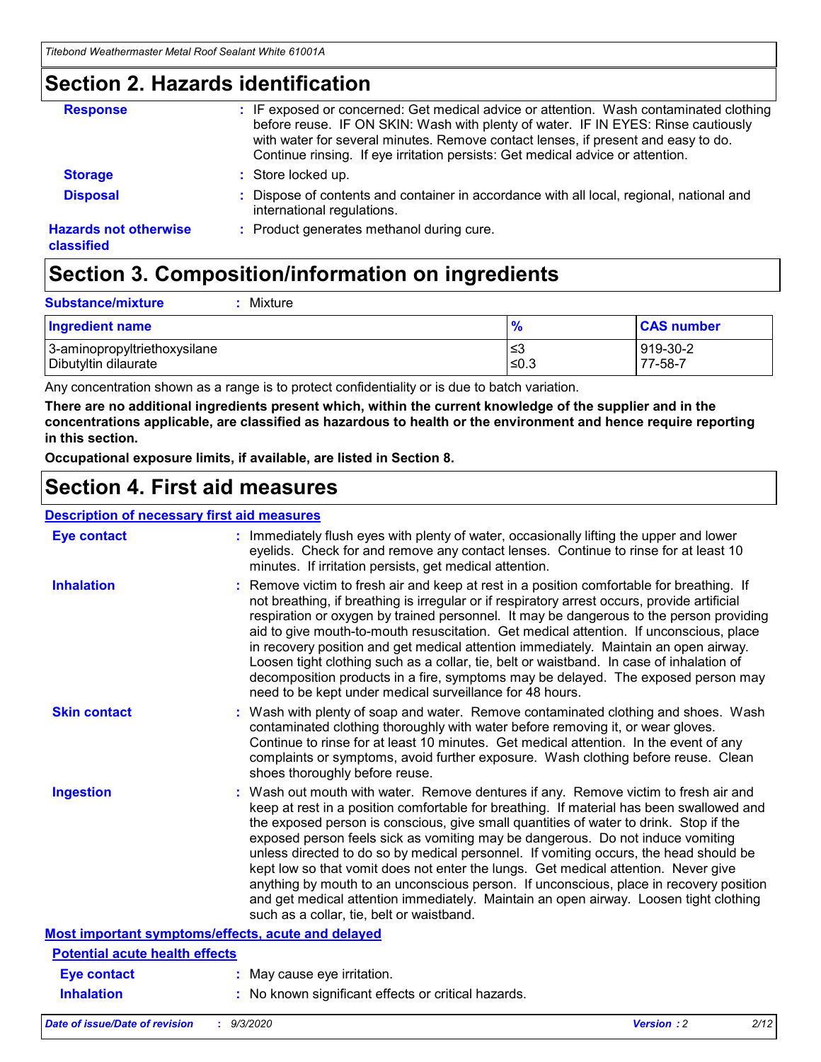## Section 2. Hazards identification

**Response** : IF exposed or concerned: Get medical advice or attention. Wash contaminated clothing before reuse. IF ON SKIN: Wash with plenty of water. IF IN EYES: Rinse cautiously with water for several minutes. Remove contact lenses, if present and easy to do. Continue rinsing. If eye irritation persists: Get medical advice or attention.

**Storage** : Store locked up.

**Disposal** : Dispose of contents and container in accordance with all local, regional, national and international regulations.

**Hazards not otherwise classified** : Product generates methanol during cure.

## Section 3. Composition/information on ingredients

**Substance/mixture** : Mixture

| Ingredient name | % | CAS number |
|---|---|---|
| 3-aminopropyltriethoxysilane | ≤3 | 919-30-2 |
| Dibutyltin dilaurate | ≤0.3 | 77-58-7 |

Any concentration shown as a range is to protect confidentiality or is due to batch variation.

**There are no additional ingredients present which, within the current knowledge of the supplier and in the concentrations applicable, are classified as hazardous to health or the environment and hence require reporting in this section.**

**Occupational exposure limits, if available, are listed in Section 8.**

## Section 4. First aid measures

### Description of necessary first aid measures

**Eye contact** : Immediately flush eyes with plenty of water, occasionally lifting the upper and lower eyelids. Check for and remove any contact lenses. Continue to rinse for at least 10 minutes. If irritation persists, get medical attention.

**Inhalation** : Remove victim to fresh air and keep at rest in a position comfortable for breathing. If not breathing, if breathing is irregular or if respiratory arrest occurs, provide artificial respiration or oxygen by trained personnel. It may be dangerous to the person providing aid to give mouth-to-mouth resuscitation. Get medical attention. If unconscious, place in recovery position and get medical attention immediately. Maintain an open airway. Loosen tight clothing such as a collar, tie, belt or waistband. In case of inhalation of decomposition products in a fire, symptoms may be delayed. The exposed person may need to be kept under medical surveillance for 48 hours.

**Skin contact** : Wash with plenty of soap and water. Remove contaminated clothing and shoes. Wash contaminated clothing thoroughly with water before removing it, or wear gloves. Continue to rinse for at least 10 minutes. Get medical attention. In the event of any complaints or symptoms, avoid further exposure. Wash clothing before reuse. Clean shoes thoroughly before reuse.

**Ingestion** : Wash out mouth with water. Remove dentures if any. Remove victim to fresh air and keep at rest in a position comfortable for breathing. If material has been swallowed and the exposed person is conscious, give small quantities of water to drink. Stop if the exposed person feels sick as vomiting may be dangerous. Do not induce vomiting unless directed to do so by medical personnel. If vomiting occurs, the head should be kept low so that vomit does not enter the lungs. Get medical attention. Never give anything by mouth to an unconscious person. If unconscious, place in recovery position and get medical attention immediately. Maintain an open airway. Loosen tight clothing such as a collar, tie, belt or waistband.

### Most important symptoms/effects, acute and delayed

#### Potential acute health effects

**Eye contact** : May cause eye irritation.

**Inhalation** : No known significant effects or critical hazards.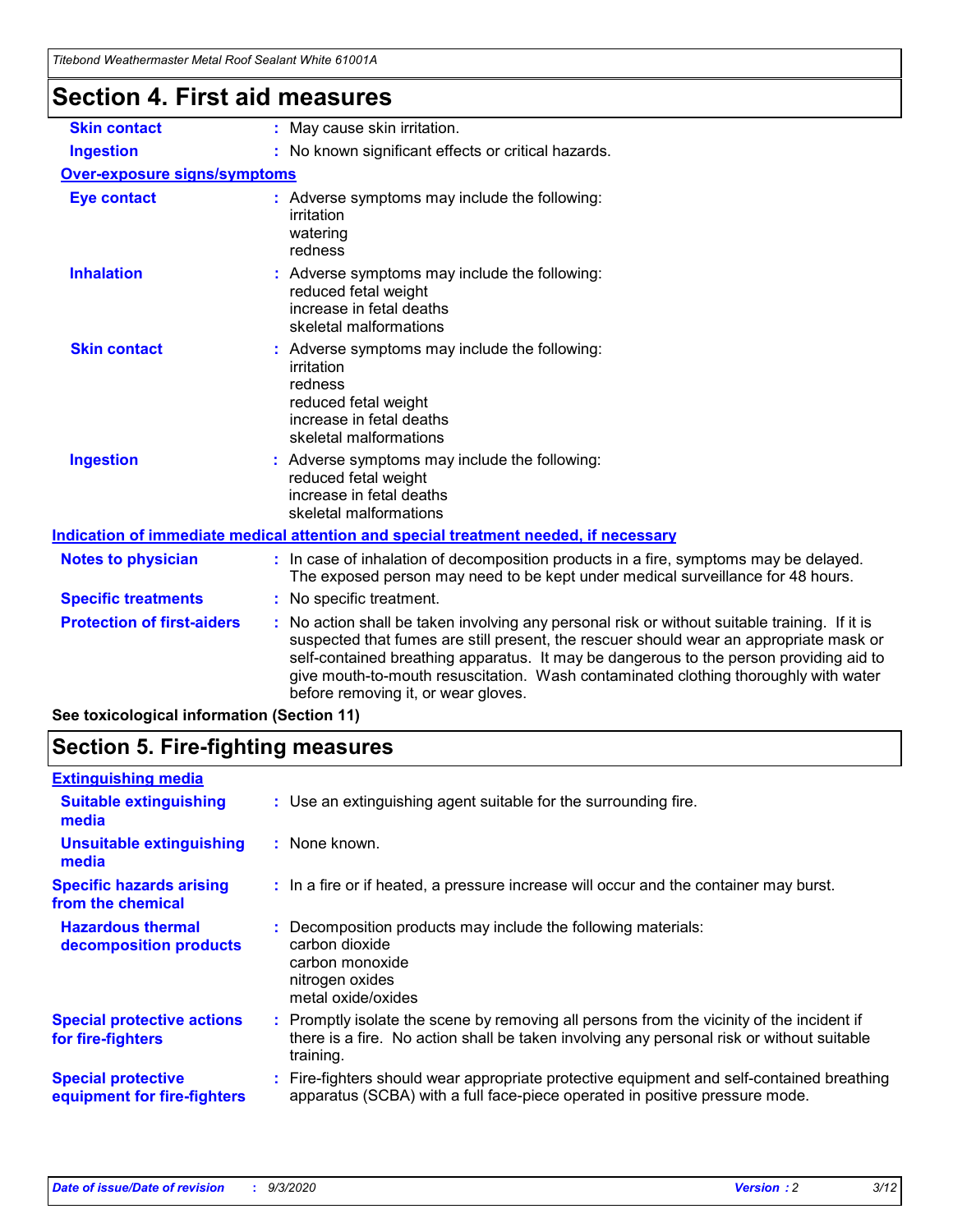# Section 4. First aid measures

| | |
|---|---|
| **Skin contact** | : May cause skin irritation. |
| **Ingestion** | : No known significant effects or critical hazards. |

**Over-exposure signs/symptoms**

| | |
|---|---|
| **Eye contact** | : Adverse symptoms may include the following:<br>irritation<br>watering<br>redness |
| **Inhalation** | : Adverse symptoms may include the following:<br>reduced fetal weight<br>increase in fetal deaths<br>skeletal malformations |
| **Skin contact** | : Adverse symptoms may include the following:<br>irritation<br>redness<br>reduced fetal weight<br>increase in fetal deaths<br>skeletal malformations |
| **Ingestion** | : Adverse symptoms may include the following:<br>reduced fetal weight<br>increase in fetal deaths<br>skeletal malformations |

**Indication of immediate medical attention and special treatment needed, if necessary**

| | |
|---|---|
| **Notes to physician** | : In case of inhalation of decomposition products in a fire, symptoms may be delayed. The exposed person may need to be kept under medical surveillance for 48 hours. |
| **Specific treatments** | : No specific treatment. |
| **Protection of first-aiders** | : No action shall be taken involving any personal risk or without suitable training. If it is suspected that fumes are still present, the rescuer should wear an appropriate mask or self-contained breathing apparatus. It may be dangerous to the person providing aid to give mouth-to-mouth resuscitation. Wash contaminated clothing thoroughly with water before removing it, or wear gloves. |

**See toxicological information (Section 11)**

# Section 5. Fire-fighting measures

**Extinguishing media**

| | |
|---|---|
| **Suitable extinguishing media** | : Use an extinguishing agent suitable for the surrounding fire. |
| **Unsuitable extinguishing media** | : None known. |
| **Specific hazards arising from the chemical** | : In a fire or if heated, a pressure increase will occur and the container may burst. |
| **Hazardous thermal decomposition products** | : Decomposition products may include the following materials:<br>carbon dioxide<br>carbon monoxide<br>nitrogen oxides<br>metal oxide/oxides |
| **Special protective actions for fire-fighters** | : Promptly isolate the scene by removing all persons from the vicinity of the incident if there is a fire. No action shall be taken involving any personal risk or without suitable training. |
| **Special protective equipment for fire-fighters** | : Fire-fighters should wear appropriate protective equipment and self-contained breathing apparatus (SCBA) with a full face-piece operated in positive pressure mode. |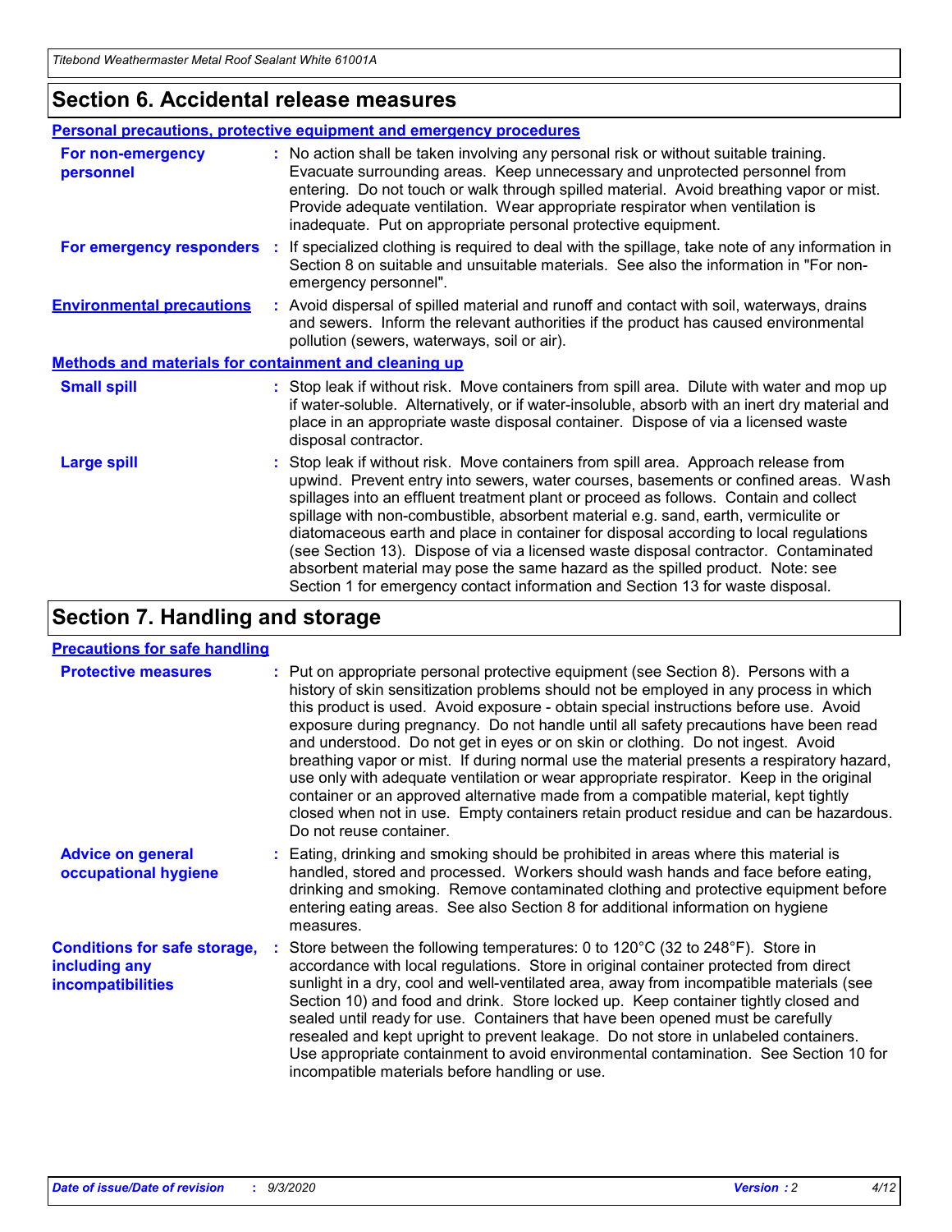## Section 6. Accidental release measures

### Personal precautions, protective equipment and emergency procedures

**For non-emergency personnel** : No action shall be taken involving any personal risk or without suitable training. Evacuate surrounding areas. Keep unnecessary and unprotected personnel from entering. Do not touch or walk through spilled material. Avoid breathing vapor or mist. Provide adequate ventilation. Wear appropriate respirator when ventilation is inadequate. Put on appropriate personal protective equipment.

**For emergency responders** : If specialized clothing is required to deal with the spillage, take note of any information in Section 8 on suitable and unsuitable materials. See also the information in "For non-emergency personnel".

**Environmental precautions** : Avoid dispersal of spilled material and runoff and contact with soil, waterways, drains and sewers. Inform the relevant authorities if the product has caused environmental pollution (sewers, waterways, soil or air).

### Methods and materials for containment and cleaning up

**Small spill** : Stop leak if without risk. Move containers from spill area. Dilute with water and mop up if water-soluble. Alternatively, or if water-insoluble, absorb with an inert dry material and place in an appropriate waste disposal container. Dispose of via a licensed waste disposal contractor.

**Large spill** : Stop leak if without risk. Move containers from spill area. Approach release from upwind. Prevent entry into sewers, water courses, basements or confined areas. Wash spillages into an effluent treatment plant or proceed as follows. Contain and collect spillage with non-combustible, absorbent material e.g. sand, earth, vermiculite or diatomaceous earth and place in container for disposal according to local regulations (see Section 13). Dispose of via a licensed waste disposal contractor. Contaminated absorbent material may pose the same hazard as the spilled product. Note: see Section 1 for emergency contact information and Section 13 for waste disposal.

## Section 7. Handling and storage

### Precautions for safe handling

**Protective measures** : Put on appropriate personal protective equipment (see Section 8). Persons with a history of skin sensitization problems should not be employed in any process in which this product is used. Avoid exposure - obtain special instructions before use. Avoid exposure during pregnancy. Do not handle until all safety precautions have been read and understood. Do not get in eyes or on skin or clothing. Do not ingest. Avoid breathing vapor or mist. If during normal use the material presents a respiratory hazard, use only with adequate ventilation or wear appropriate respirator. Keep in the original container or an approved alternative made from a compatible material, kept tightly closed when not in use. Empty containers retain product residue and can be hazardous. Do not reuse container.

**Advice on general occupational hygiene** : Eating, drinking and smoking should be prohibited in areas where this material is handled, stored and processed. Workers should wash hands and face before eating, drinking and smoking. Remove contaminated clothing and protective equipment before entering eating areas. See also Section 8 for additional information on hygiene measures.

**Conditions for safe storage, including any incompatibilities** : Store between the following temperatures: 0 to 120°C (32 to 248°F). Store in accordance with local regulations. Store in original container protected from direct sunlight in a dry, cool and well-ventilated area, away from incompatible materials (see Section 10) and food and drink. Store locked up. Keep container tightly closed and sealed until ready for use. Containers that have been opened must be carefully resealed and kept upright to prevent leakage. Do not store in unlabeled containers. Use appropriate containment to avoid environmental contamination. See Section 10 for incompatible materials before handling or use.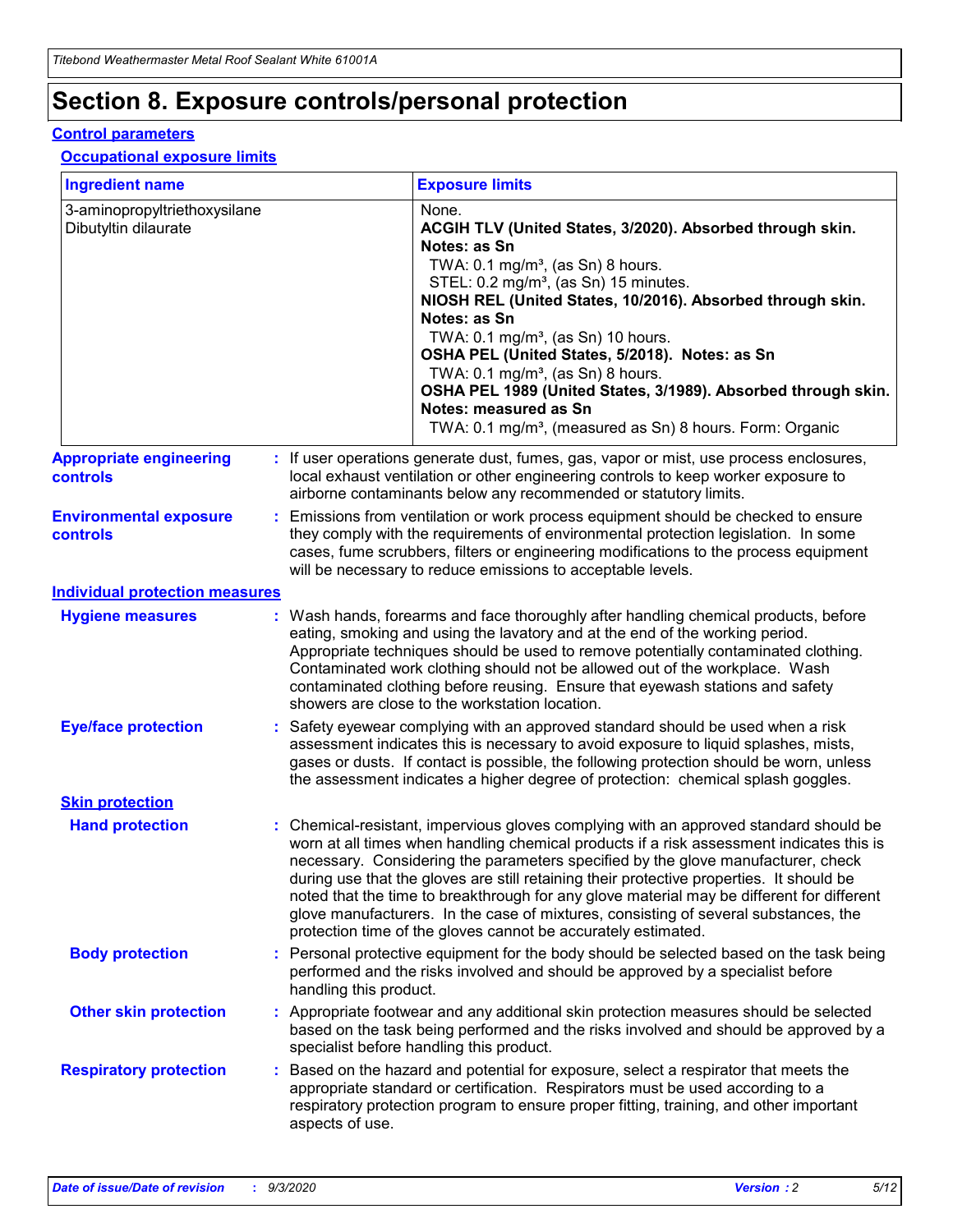# Section 8. Exposure controls/personal protection

## Control parameters

### Occupational exposure limits

| Ingredient name | Exposure limits |
|---|---|
| 3-aminopropyltriethoxysilane | None. |
| Dibutyltin dilaurate | **ACGIH TLV (United States, 3/2020). Absorbed through skin. Notes: as Sn**<br>TWA: 0.1 mg/m³, (as Sn) 8 hours.<br>STEL: 0.2 mg/m³, (as Sn) 15 minutes.<br>**NIOSH REL (United States, 10/2016). Absorbed through skin. Notes: as Sn**<br>TWA: 0.1 mg/m³, (as Sn) 10 hours.<br>**OSHA PEL (United States, 5/2018). Notes: as Sn**<br>TWA: 0.1 mg/m³, (as Sn) 8 hours.<br>**OSHA PEL 1989 (United States, 3/1989). Absorbed through skin. Notes: measured as Sn**<br>TWA: 0.1 mg/m³, (measured as Sn) 8 hours. Form: Organic |

**Appropriate engineering controls** : If user operations generate dust, fumes, gas, vapor or mist, use process enclosures, local exhaust ventilation or other engineering controls to keep worker exposure to airborne contaminants below any recommended or statutory limits.

**Environmental exposure controls** : Emissions from ventilation or work process equipment should be checked to ensure they comply with the requirements of environmental protection legislation. In some cases, fume scrubbers, filters or engineering modifications to the process equipment will be necessary to reduce emissions to acceptable levels.

## Individual protection measures

**Hygiene measures** : Wash hands, forearms and face thoroughly after handling chemical products, before eating, smoking and using the lavatory and at the end of the working period. Appropriate techniques should be used to remove potentially contaminated clothing. Contaminated work clothing should not be allowed out of the workplace. Wash contaminated clothing before reusing. Ensure that eyewash stations and safety showers are close to the workstation location.

**Eye/face protection** : Safety eyewear complying with an approved standard should be used when a risk assessment indicates this is necessary to avoid exposure to liquid splashes, mists, gases or dusts. If contact is possible, the following protection should be worn, unless the assessment indicates a higher degree of protection: chemical splash goggles.

### Skin protection

**Hand protection** : Chemical-resistant, impervious gloves complying with an approved standard should be worn at all times when handling chemical products if a risk assessment indicates this is necessary. Considering the parameters specified by the glove manufacturer, check during use that the gloves are still retaining their protective properties. It should be noted that the time to breakthrough for any glove material may be different for different glove manufacturers. In the case of mixtures, consisting of several substances, the protection time of the gloves cannot be accurately estimated.

**Body protection** : Personal protective equipment for the body should be selected based on the task being performed and the risks involved and should be approved by a specialist before handling this product.

**Other skin protection** : Appropriate footwear and any additional skin protection measures should be selected based on the task being performed and the risks involved and should be approved by a specialist before handling this product.

**Respiratory protection** : Based on the hazard and potential for exposure, select a respirator that meets the appropriate standard or certification. Respirators must be used according to a respiratory protection program to ensure proper fitting, training, and other important aspects of use.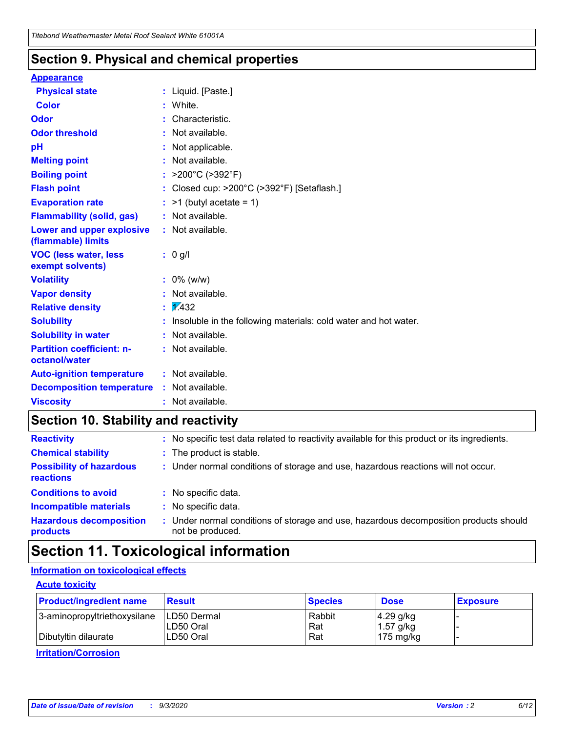## Section 9. Physical and chemical properties

**Appearance**

| | |
|---|---|
| **Physical state** | : Liquid. [Paste.] |
| **Color** | : White. |
| **Odor** | : Characteristic. |
| **Odor threshold** | : Not available. |
| **pH** | : Not applicable. |
| **Melting point** | : Not available. |
| **Boiling point** | : >200°C (>392°F) |
| **Flash point** | : Closed cup: >200°C (>392°F) [Setaflash.] |
| **Evaporation rate** | : >1 (butyl acetate = 1) |
| **Flammability (solid, gas)** | : Not available. |
| **Lower and upper explosive (flammable) limits** | : Not available. |
| **VOC (less water, less exempt solvents)** | : 0 g/l |
| **Volatility** | : 0% (w/w) |
| **Vapor density** | : Not available. |
| **Relative density** | : 1.432 |
| **Solubility** | : Insoluble in the following materials: cold water and hot water. |
| **Solubility in water** | : Not available. |
| **Partition coefficient: n-octanol/water** | : Not available. |
| **Auto-ignition temperature** | : Not available. |
| **Decomposition temperature** | : Not available. |
| **Viscosity** | : Not available. |

## Section 10. Stability and reactivity

| | |
|---|---|
| **Reactivity** | : No specific test data related to reactivity available for this product or its ingredients. |
| **Chemical stability** | : The product is stable. |
| **Possibility of hazardous reactions** | : Under normal conditions of storage and use, hazardous reactions will not occur. |
| **Conditions to avoid** | : No specific data. |
| **Incompatible materials** | : No specific data. |
| **Hazardous decomposition products** | : Under normal conditions of storage and use, hazardous decomposition products should not be produced. |

## Section 11. Toxicological information

**Information on toxicological effects**

**Acute toxicity**

| Product/ingredient name | Result | Species | Dose | Exposure |
|---|---|---|---|---|
| 3-aminopropyltriethoxysilane | LD50 Dermal | Rabbit | 4.29 g/kg | - |
| | LD50 Oral | Rat | 1.57 g/kg | - |
| Dibutyltin dilaurate | LD50 Oral | Rat | 175 mg/kg | - |

**Irritation/Corrosion**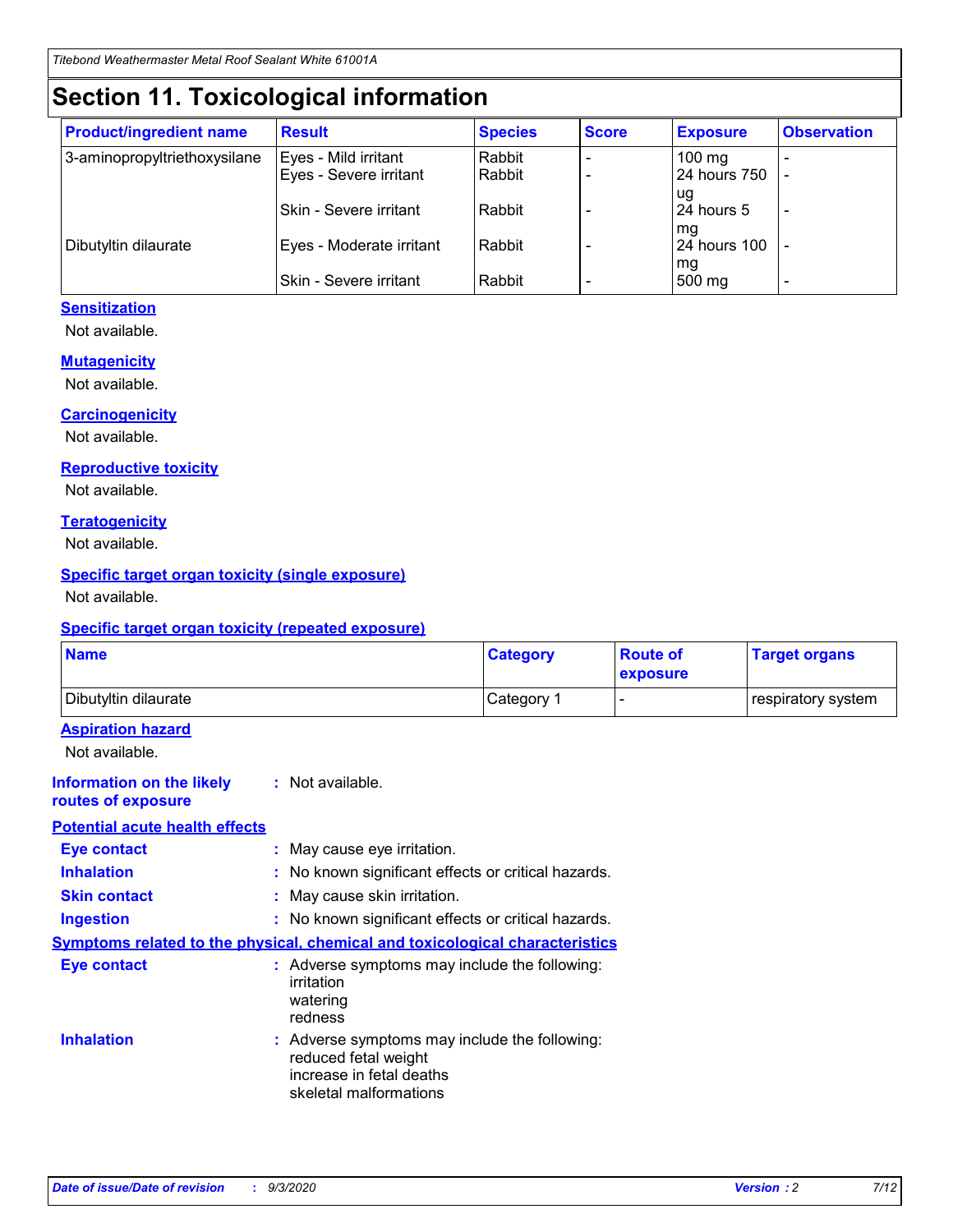# Section 11. Toxicological information

| Product/ingredient name | Result | Species | Score | Exposure | Observation |
|---|---|---|---|---|---|
| 3-aminopropyltriethoxysilane | Eyes - Mild irritant | Rabbit | - | 100 mg | - |
| | Eyes - Severe irritant | Rabbit | - | 24 hours 750 ug | - |
| | Skin - Severe irritant | Rabbit | - | 24 hours 5 mg | - |
| Dibutyltin dilaurate | Eyes - Moderate irritant | Rabbit | - | 24 hours 100 mg | - |
| | Skin - Severe irritant | Rabbit | - | 500 mg | - |

**Sensitization**

Not available.

**Mutagenicity**

Not available.

**Carcinogenicity**

Not available.

**Reproductive toxicity**

Not available.

**Teratogenicity**

Not available.

**Specific target organ toxicity (single exposure)**

Not available.

**Specific target organ toxicity (repeated exposure)**

| Name | Category | Route of exposure | Target organs |
|---|---|---|---|
| Dibutyltin dilaurate | Category 1 | - | respiratory system |

**Aspiration hazard**

Not available.

**Information on the likely routes of exposure** : Not available.

**Potential acute health effects**

**Eye contact** : May cause eye irritation.

**Inhalation** : No known significant effects or critical hazards.

**Skin contact** : May cause skin irritation.

**Ingestion** : No known significant effects or critical hazards.

**Symptoms related to the physical, chemical and toxicological characteristics**

**Eye contact** : Adverse symptoms may include the following:
irritation
watering
redness

**Inhalation** : Adverse symptoms may include the following:
reduced fetal weight
increase in fetal deaths
skeletal malformations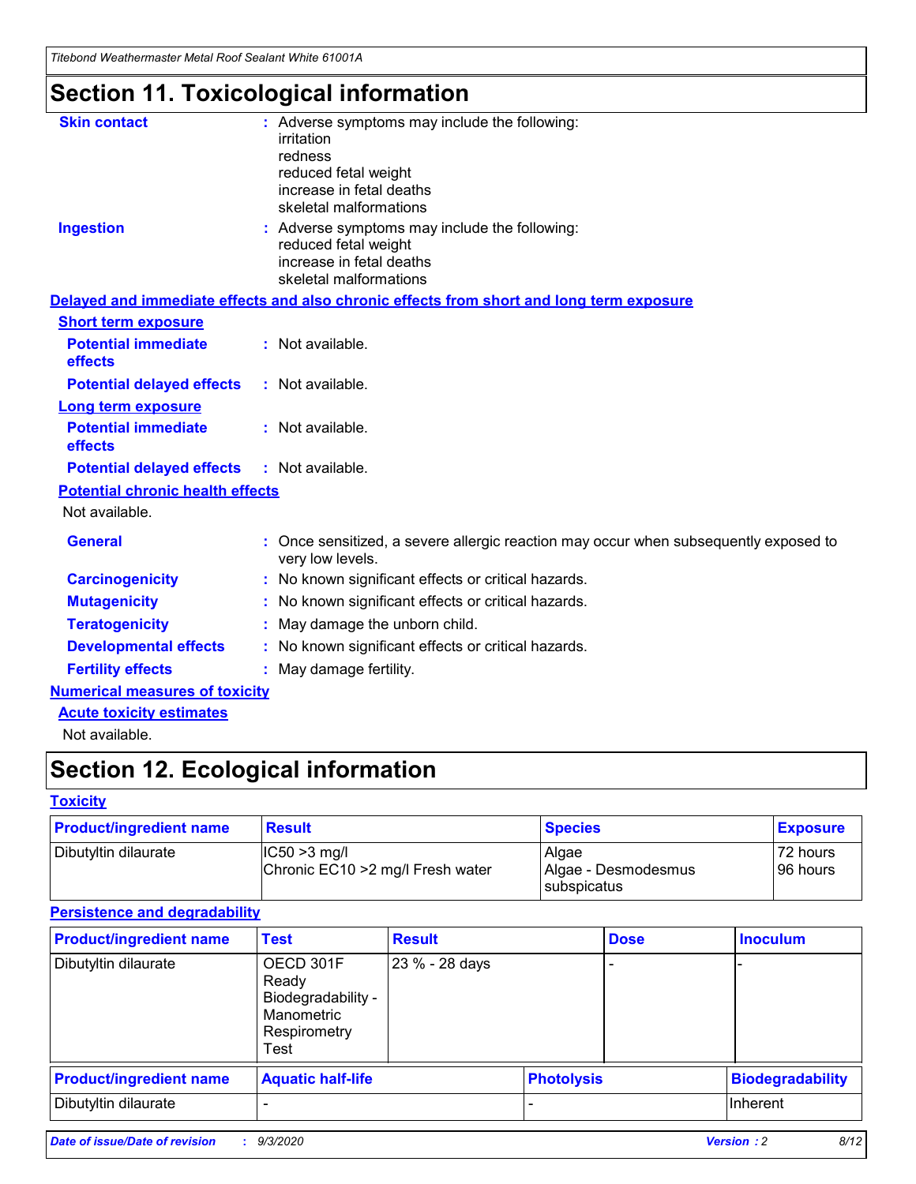# Section 11. Toxicological information

**Skin contact** : Adverse symptoms may include the following:
irritation
redness
reduced fetal weight
increase in fetal deaths
skeletal malformations

**Ingestion** : Adverse symptoms may include the following:
reduced fetal weight
increase in fetal deaths
skeletal malformations

**Delayed and immediate effects and also chronic effects from short and long term exposure**

**Short term exposure**

**Potential immediate effects** : Not available.

**Potential delayed effects** : Not available.

**Long term exposure**

**Potential immediate effects** : Not available.

**Potential delayed effects** : Not available.

**Potential chronic health effects**

Not available.

**General** : Once sensitized, a severe allergic reaction may occur when subsequently exposed to very low levels.

**Carcinogenicity** : No known significant effects or critical hazards.

**Mutagenicity** : No known significant effects or critical hazards.

**Teratogenicity** : May damage the unborn child.

**Developmental effects** : No known significant effects or critical hazards.

**Fertility effects** : May damage fertility.

**Numerical measures of toxicity**

**Acute toxicity estimates**

Not available.

# Section 12. Ecological information

**Toxicity**

| Product/ingredient name | Result | Species | Exposure |
|---|---|---|---|
| Dibutyltin dilaurate | IC50 >3 mg/l<br>Chronic EC10 >2 mg/l Fresh water | Algae<br>Algae - Desmodesmus subspicatus | 72 hours<br>96 hours |

**Persistence and degradability**

| Product/ingredient name | Test | Result | Dose | Inoculum |
|---|---|---|---|---|
| Dibutyltin dilaurate | OECD 301F Ready Biodegradability - Manometric Respirometry Test | 23 % - 28 days | - | - |

| Product/ingredient name | Aquatic half-life | Photolysis | Biodegradability |
|---|---|---|---|
| Dibutyltin dilaurate | - | - | Inherent |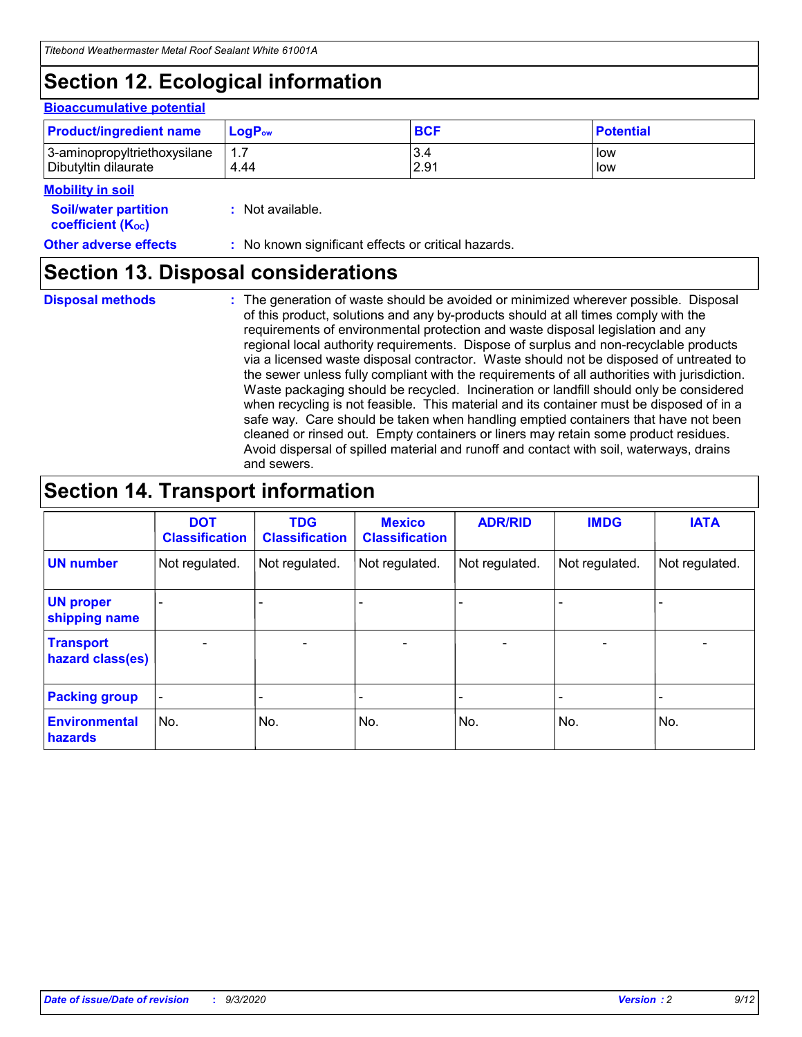# Section 12. Ecological information

### Bioaccumulative potential

| Product/ingredient name | $LogP_{ow}$ | BCF | Potential |
|---|---|---|---|
| 3-aminopropyltriethoxysilane | 1.7 | 3.4 | low |
| Dibutyltin dilaurate | 4.44 | 2.91 | low |

### Mobility in soil

**Soil/water partition coefficient ($K_{OC}$)** : Not available.

**Other adverse effects** : No known significant effects or critical hazards.

# Section 13. Disposal considerations

**Disposal methods** : The generation of waste should be avoided or minimized wherever possible. Disposal of this product, solutions and any by-products should at all times comply with the requirements of environmental protection and waste disposal legislation and any regional local authority requirements. Dispose of surplus and non-recyclable products via a licensed waste disposal contractor. Waste should not be disposed of untreated to the sewer unless fully compliant with the requirements of all authorities with jurisdiction. Waste packaging should be recycled. Incineration or landfill should only be considered when recycling is not feasible. This material and its container must be disposed of in a safe way. Care should be taken when handling emptied containers that have not been cleaned or rinsed out. Empty containers or liners may retain some product residues. Avoid dispersal of spilled material and runoff and contact with soil, waterways, drains and sewers.

# Section 14. Transport information

| | DOT Classification | TDG Classification | Mexico Classification | ADR/RID | IMDG | IATA |
|---|---|---|---|---|---|---|
| UN number | Not regulated. | Not regulated. | Not regulated. | Not regulated. | Not regulated. | Not regulated. |
| UN proper shipping name | - | - | - | - | - | - |
| Transport hazard class(es) | - | - | - | - | - | - |
| Packing group | - | - | - | - | - | - |
| Environmental hazards | No. | No. | No. | No. | No. | No. |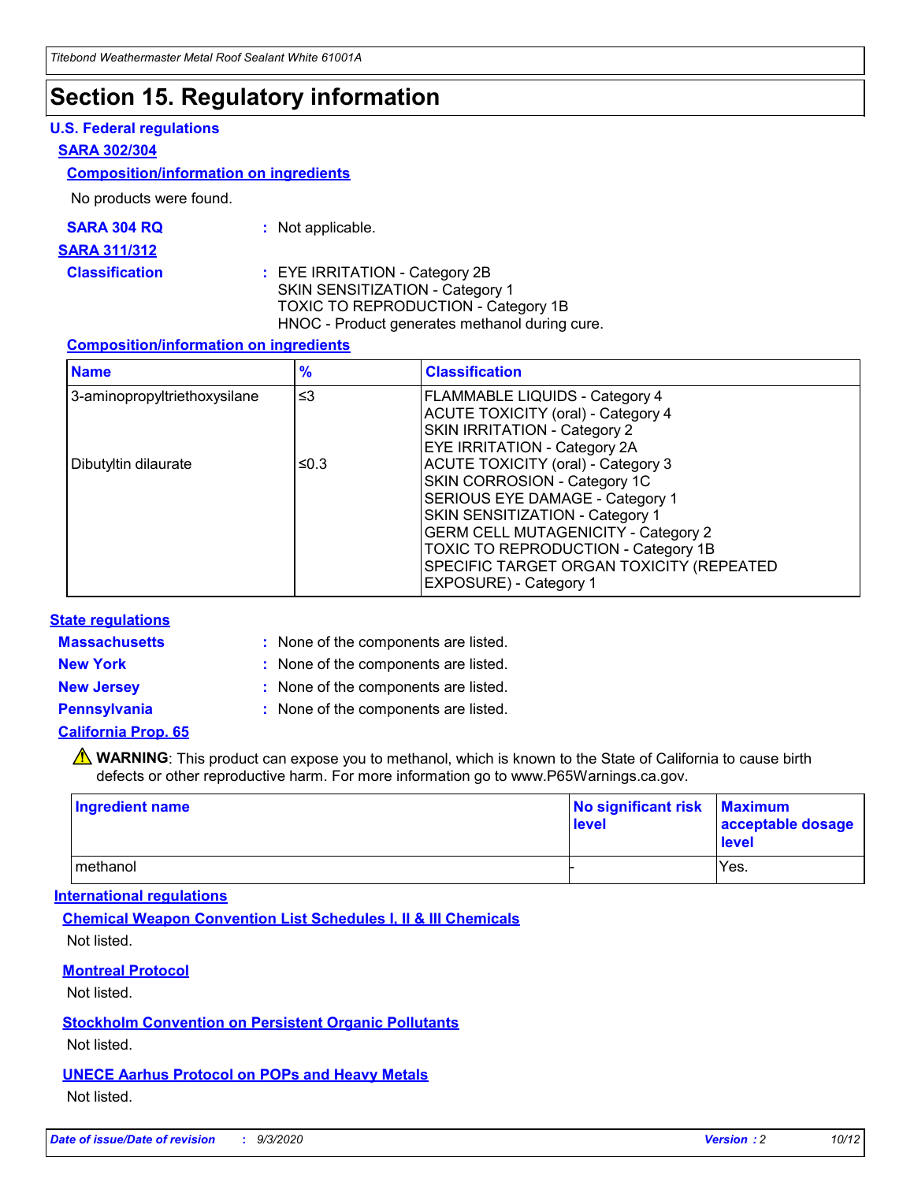# Section 15. Regulatory information

### U.S. Federal regulations

**SARA 302/304**

**Composition/information on ingredients**

No products were found.

**SARA 304 RQ** : Not applicable.

**SARA 311/312**

**Classification** : EYE IRRITATION - Category 2B
SKIN SENSITIZATION - Category 1
TOXIC TO REPRODUCTION - Category 1B
HNOC - Product generates methanol during cure.

**Composition/information on ingredients**

| Name | % | Classification |
| --- | --- | --- |
| 3-aminopropyltriethoxysilane | ≤3 | FLAMMABLE LIQUIDS - Category 4<br>ACUTE TOXICITY (oral) - Category 4<br>SKIN IRRITATION - Category 2<br>EYE IRRITATION - Category 2A |
| Dibutyltin dilaurate | ≤0.3 | ACUTE TOXICITY (oral) - Category 3<br>SKIN CORROSION - Category 1C<br>SERIOUS EYE DAMAGE - Category 1<br>SKIN SENSITIZATION - Category 1<br>GERM CELL MUTAGENICITY - Category 2<br>TOXIC TO REPRODUCTION - Category 1B<br>SPECIFIC TARGET ORGAN TOXICITY (REPEATED EXPOSURE) - Category 1 |

### State regulations

**Massachusetts** : None of the components are listed.

**New York** : None of the components are listed.

**New Jersey** : None of the components are listed.

**Pennsylvania** : None of the components are listed.

**California Prop. 65**

⚠ **WARNING**: This product can expose you to methanol, which is known to the State of California to cause birth defects or other reproductive harm. For more information go to www.P65Warnings.ca.gov.

| Ingredient name | No significant risk level | Maximum acceptable dosage level |
| --- | --- | --- |
| methanol | - | Yes. |

### International regulations

**Chemical Weapon Convention List Schedules I, II & III Chemicals**

Not listed.

**Montreal Protocol**

Not listed.

**Stockholm Convention on Persistent Organic Pollutants**

Not listed.

**UNECE Aarhus Protocol on POPs and Heavy Metals**

Not listed.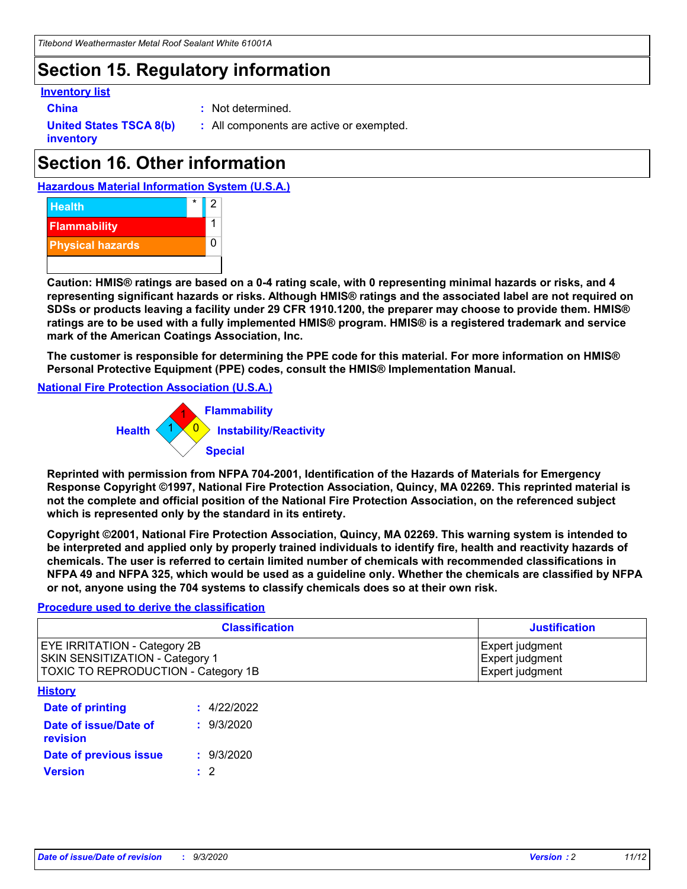# Section 15. Regulatory information

**Inventory list**

**China** : Not determined.

**United States TSCA 8(b) inventory** : All components are active or exempted.

# Section 16. Other information

**Hazardous Material Information System (U.S.A.)**

| | | |
|---|---|---|
| Health | * | 2 |
| Flammability | | 1 |
| Physical hazards | | 0 |

**Caution: HMIS® ratings are based on a 0-4 rating scale, with 0 representing minimal hazards or risks, and 4 representing significant hazards or risks. Although HMIS® ratings and the associated label are not required on SDSs or products leaving a facility under 29 CFR 1910.1200, the preparer may choose to provide them. HMIS® ratings are to be used with a fully implemented HMIS® program. HMIS® is a registered trademark and service mark of the American Coatings Association, Inc.**

**The customer is responsible for determining the PPE code for this material. For more information on HMIS® Personal Protective Equipment (PPE) codes, consult the HMIS® Implementation Manual.**

**National Fire Protection Association (U.S.A.)**

Flammability: 1
Health: 1
Instability/Reactivity: 0
Special:

**Reprinted with permission from NFPA 704-2001, Identification of the Hazards of Materials for Emergency Response Copyright ©1997, National Fire Protection Association, Quincy, MA 02269. This reprinted material is not the complete and official position of the National Fire Protection Association, on the referenced subject which is represented only by the standard in its entirety.**

**Copyright ©2001, National Fire Protection Association, Quincy, MA 02269. This warning system is intended to be interpreted and applied only by properly trained individuals to identify fire, health and reactivity hazards of chemicals. The user is referred to certain limited number of chemicals with recommended classifications in NFPA 49 and NFPA 325, which would be used as a guideline only. Whether the chemicals are classified by NFPA or not, anyone using the 704 systems to classify chemicals does so at their own risk.**

**Procedure used to derive the classification**

| Classification | Justification |
|---|---|
| EYE IRRITATION - Category 2B | Expert judgment |
| SKIN SENSITIZATION - Category 1 | Expert judgment |
| TOXIC TO REPRODUCTION - Category 1B | Expert judgment |

**History**

**Date of printing** : 4/22/2022

**Date of issue/Date of revision** : 9/3/2020

**Date of previous issue** : 9/3/2020

**Version** : 2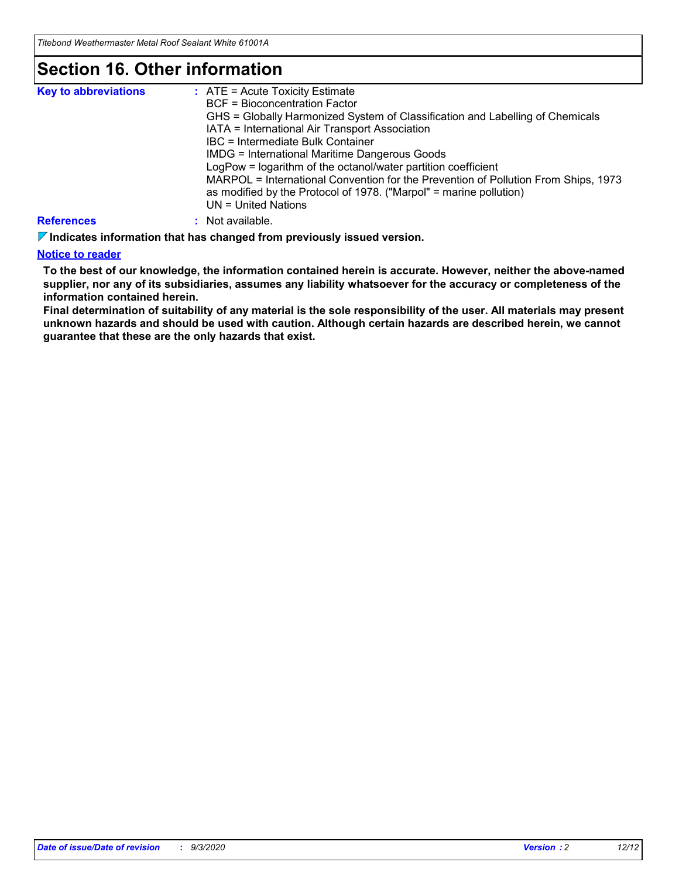# Section 16. Other information

**Key to abbreviations** : ATE = Acute Toxicity Estimate
BCF = Bioconcentration Factor
GHS = Globally Harmonized System of Classification and Labelling of Chemicals
IATA = International Air Transport Association
IBC = Intermediate Bulk Container
IMDG = International Maritime Dangerous Goods
LogPow = logarithm of the octanol/water partition coefficient
MARPOL = International Convention for the Prevention of Pollution From Ships, 1973 as modified by the Protocol of 1978. ("Marpol" = marine pollution)
UN = United Nations

**References** : Not available.

**Indicates information that has changed from previously issued version.**

**Notice to reader**

**To the best of our knowledge, the information contained herein is accurate. However, neither the above-named supplier, nor any of its subsidiaries, assumes any liability whatsoever for the accuracy or completeness of the information contained herein.**

**Final determination of suitability of any material is the sole responsibility of the user. All materials may present unknown hazards and should be used with caution. Although certain hazards are described herein, we cannot guarantee that these are the only hazards that exist.**